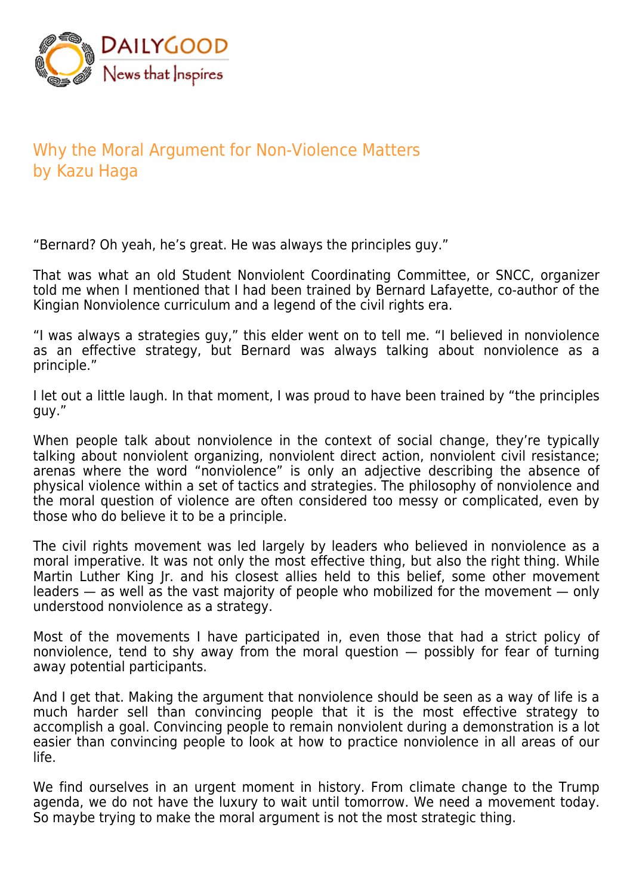DAILYGOOD
News that Inspires

# Why the Moral Argument for Non-Violence Matters
by Kazu Haga

"Bernard? Oh yeah, he's great. He was always the principles guy."

That was what an old Student Nonviolent Coordinating Committee, or SNCC, organizer told me when I mentioned that I had been trained by Bernard Lafayette, co-author of the Kingian Nonviolence curriculum and a legend of the civil rights era.

"I was always a strategies guy," this elder went on to tell me. "I believed in nonviolence as an effective strategy, but Bernard was always talking about nonviolence as a principle."

I let out a little laugh. In that moment, I was proud to have been trained by "the principles guy."

When people talk about nonviolence in the context of social change, they're typically talking about nonviolent organizing, nonviolent direct action, nonviolent civil resistance; arenas where the word "nonviolence" is only an adjective describing the absence of physical violence within a set of tactics and strategies. The philosophy of nonviolence and the moral question of violence are often considered too messy or complicated, even by those who do believe it to be a principle.

The civil rights movement was led largely by leaders who believed in nonviolence as a moral imperative. It was not only the most effective thing, but also the right thing. While Martin Luther King Jr. and his closest allies held to this belief, some other movement leaders — as well as the vast majority of people who mobilized for the movement — only understood nonviolence as a strategy.

Most of the movements I have participated in, even those that had a strict policy of nonviolence, tend to shy away from the moral question — possibly for fear of turning away potential participants.

And I get that. Making the argument that nonviolence should be seen as a way of life is a much harder sell than convincing people that it is the most effective strategy to accomplish a goal. Convincing people to remain nonviolent during a demonstration is a lot easier than convincing people to look at how to practice nonviolence in all areas of our life.

We find ourselves in an urgent moment in history. From climate change to the Trump agenda, we do not have the luxury to wait until tomorrow. We need a movement today. So maybe trying to make the moral argument is not the most strategic thing.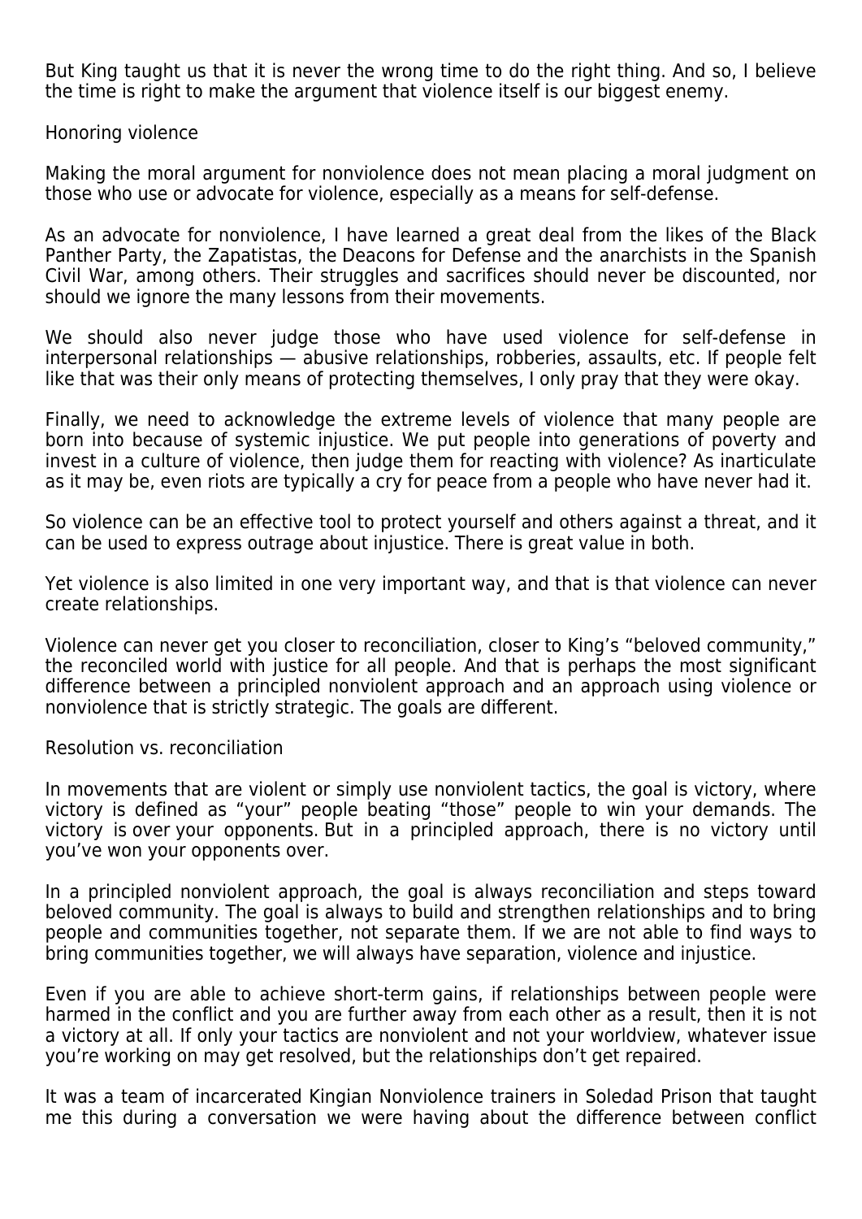But King taught us that it is never the wrong time to do the right thing. And so, I believe the time is right to make the argument that violence itself is our biggest enemy.

## Honoring violence

Making the moral argument for nonviolence does not mean placing a moral judgment on those who use or advocate for violence, especially as a means for self-defense.

As an advocate for nonviolence, I have learned a great deal from the likes of the Black Panther Party, the Zapatistas, the Deacons for Defense and the anarchists in the Spanish Civil War, among others. Their struggles and sacrifices should never be discounted, nor should we ignore the many lessons from their movements.

We should also never judge those who have used violence for self-defense in interpersonal relationships — abusive relationships, robberies, assaults, etc. If people felt like that was their only means of protecting themselves, I only pray that they were okay.

Finally, we need to acknowledge the extreme levels of violence that many people are born into because of systemic injustice. We put people into generations of poverty and invest in a culture of violence, then judge them for reacting with violence? As inarticulate as it may be, even riots are typically a cry for peace from a people who have never had it.

So violence can be an effective tool to protect yourself and others against a threat, and it can be used to express outrage about injustice. There is great value in both.

Yet violence is also limited in one very important way, and that is that violence can never create relationships.

Violence can never get you closer to reconciliation, closer to King's "beloved community," the reconciled world with justice for all people. And that is perhaps the most significant difference between a principled nonviolent approach and an approach using violence or nonviolence that is strictly strategic. The goals are different.

## Resolution vs. reconciliation

In movements that are violent or simply use nonviolent tactics, the goal is victory, where victory is defined as "your" people beating "those" people to win your demands. The victory is over your opponents. But in a principled approach, there is no victory until you've won your opponents over.

In a principled nonviolent approach, the goal is always reconciliation and steps toward beloved community. The goal is always to build and strengthen relationships and to bring people and communities together, not separate them. If we are not able to find ways to bring communities together, we will always have separation, violence and injustice.

Even if you are able to achieve short-term gains, if relationships between people were harmed in the conflict and you are further away from each other as a result, then it is not a victory at all. If only your tactics are nonviolent and not your worldview, whatever issue you're working on may get resolved, but the relationships don't get repaired.

It was a team of incarcerated Kingian Nonviolence trainers in Soledad Prison that taught me this during a conversation we were having about the difference between conflict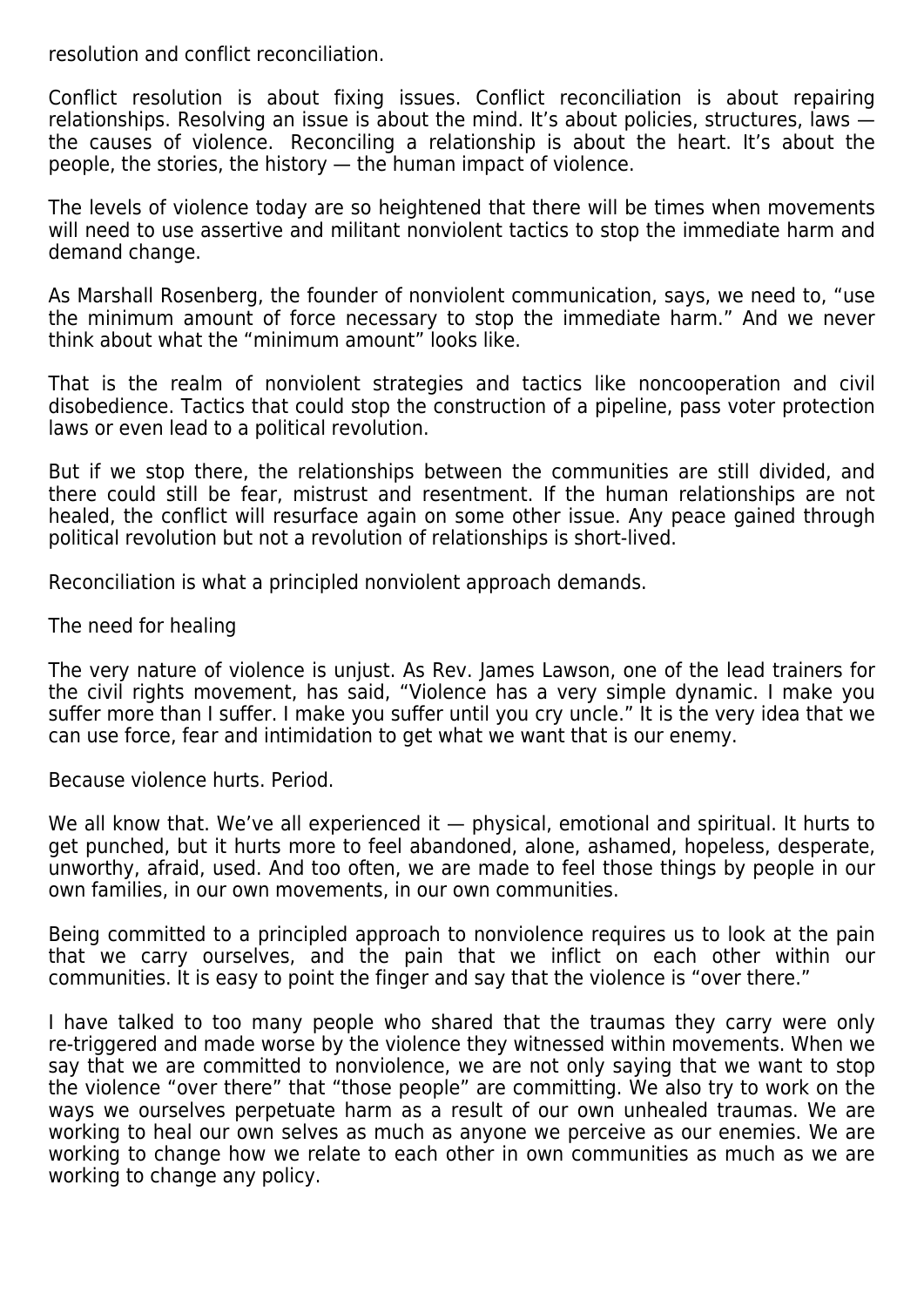resolution and conflict reconciliation.

Conflict resolution is about fixing issues. Conflict reconciliation is about repairing relationships. Resolving an issue is about the mind. It's about policies, structures, laws — the causes of violence. Reconciling a relationship is about the heart. It's about the people, the stories, the history — the human impact of violence.

The levels of violence today are so heightened that there will be times when movements will need to use assertive and militant nonviolent tactics to stop the immediate harm and demand change.

As Marshall Rosenberg, the founder of nonviolent communication, says, we need to, "use the minimum amount of force necessary to stop the immediate harm." And we never think about what the "minimum amount" looks like.

That is the realm of nonviolent strategies and tactics like noncooperation and civil disobedience. Tactics that could stop the construction of a pipeline, pass voter protection laws or even lead to a political revolution.

But if we stop there, the relationships between the communities are still divided, and there could still be fear, mistrust and resentment. If the human relationships are not healed, the conflict will resurface again on some other issue. Any peace gained through political revolution but not a revolution of relationships is short-lived.

Reconciliation is what a principled nonviolent approach demands.

## The need for healing

The very nature of violence is unjust. As Rev. James Lawson, one of the lead trainers for the civil rights movement, has said, "Violence has a very simple dynamic. I make you suffer more than I suffer. I make you suffer until you cry uncle." It is the very idea that we can use force, fear and intimidation to get what we want that is our enemy.

Because violence hurts. Period.

We all know that. We've all experienced it — physical, emotional and spiritual. It hurts to get punched, but it hurts more to feel abandoned, alone, ashamed, hopeless, desperate, unworthy, afraid, used. And too often, we are made to feel those things by people in our own families, in our own movements, in our own communities.

Being committed to a principled approach to nonviolence requires us to look at the pain that we carry ourselves, and the pain that we inflict on each other within our communities. It is easy to point the finger and say that the violence is "over there."

I have talked to too many people who shared that the traumas they carry were only re-triggered and made worse by the violence they witnessed within movements. When we say that we are committed to nonviolence, we are not only saying that we want to stop the violence "over there" that "those people" are committing. We also try to work on the ways we ourselves perpetuate harm as a result of our own unhealed traumas. We are working to heal our own selves as much as anyone we perceive as our enemies. We are working to change how we relate to each other in own communities as much as we are working to change any policy.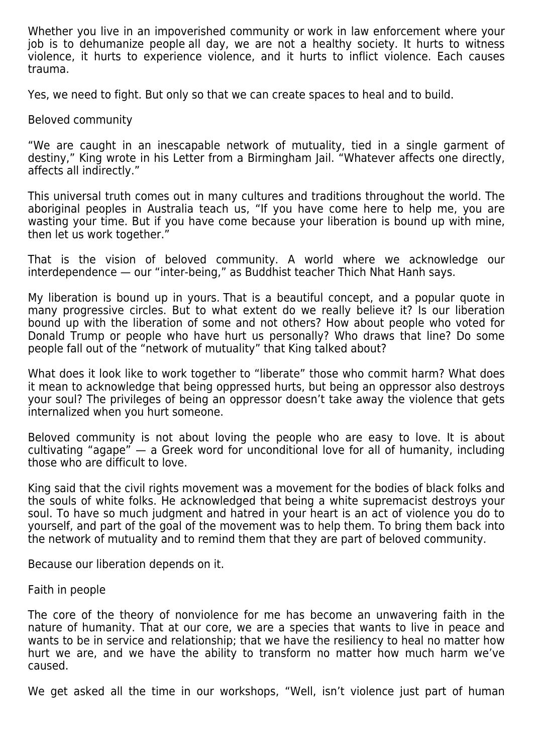Whether you live in an impoverished community or work in law enforcement where your job is to dehumanize people all day, we are not a healthy society. It hurts to witness violence, it hurts to experience violence, and it hurts to inflict violence. Each causes trauma.

Yes, we need to fight. But only so that we can create spaces to heal and to build.

## Beloved community

"We are caught in an inescapable network of mutuality, tied in a single garment of destiny," King wrote in his Letter from a Birmingham Jail. "Whatever affects one directly, affects all indirectly."

This universal truth comes out in many cultures and traditions throughout the world. The aboriginal peoples in Australia teach us, "If you have come here to help me, you are wasting your time. But if you have come because your liberation is bound up with mine, then let us work together."

That is the vision of beloved community. A world where we acknowledge our interdependence — our "inter-being," as Buddhist teacher Thich Nhat Hanh says.

My liberation is bound up in yours. That is a beautiful concept, and a popular quote in many progressive circles. But to what extent do we really believe it? Is our liberation bound up with the liberation of some and not others? How about people who voted for Donald Trump or people who have hurt us personally? Who draws that line? Do some people fall out of the "network of mutuality" that King talked about?

What does it look like to work together to "liberate" those who commit harm? What does it mean to acknowledge that being oppressed hurts, but being an oppressor also destroys your soul? The privileges of being an oppressor doesn't take away the violence that gets internalized when you hurt someone.

Beloved community is not about loving the people who are easy to love. It is about cultivating "agape" — a Greek word for unconditional love for all of humanity, including those who are difficult to love.

King said that the civil rights movement was a movement for the bodies of black folks and the souls of white folks. He acknowledged that being a white supremacist destroys your soul. To have so much judgment and hatred in your heart is an act of violence you do to yourself, and part of the goal of the movement was to help them. To bring them back into the network of mutuality and to remind them that they are part of beloved community.

Because our liberation depends on it.

## Faith in people

The core of the theory of nonviolence for me has become an unwavering faith in the nature of humanity. That at our core, we are a species that wants to live in peace and wants to be in service and relationship; that we have the resiliency to heal no matter how hurt we are, and we have the ability to transform no matter how much harm we've caused.

We get asked all the time in our workshops, "Well, isn't violence just part of human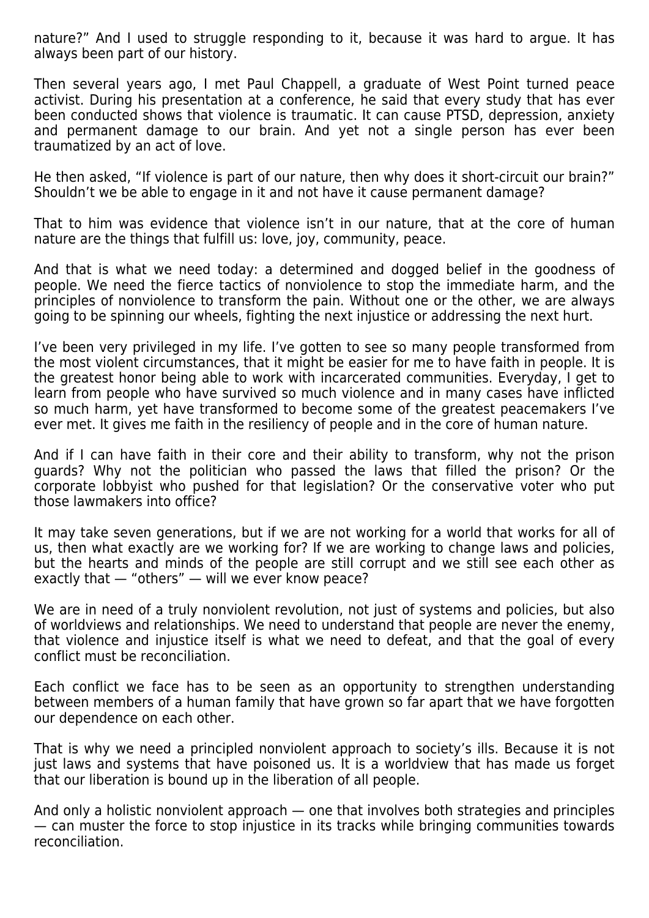nature?" And I used to struggle responding to it, because it was hard to argue. It has always been part of our history.

Then several years ago, I met Paul Chappell, a graduate of West Point turned peace activist. During his presentation at a conference, he said that every study that has ever been conducted shows that violence is traumatic. It can cause PTSD, depression, anxiety and permanent damage to our brain. And yet not a single person has ever been traumatized by an act of love.

He then asked, "If violence is part of our nature, then why does it short-circuit our brain?" Shouldn't we be able to engage in it and not have it cause permanent damage?

That to him was evidence that violence isn't in our nature, that at the core of human nature are the things that fulfill us: love, joy, community, peace.

And that is what we need today: a determined and dogged belief in the goodness of people. We need the fierce tactics of nonviolence to stop the immediate harm, and the principles of nonviolence to transform the pain. Without one or the other, we are always going to be spinning our wheels, fighting the next injustice or addressing the next hurt.

I've been very privileged in my life. I've gotten to see so many people transformed from the most violent circumstances, that it might be easier for me to have faith in people. It is the greatest honor being able to work with incarcerated communities. Everyday, I get to learn from people who have survived so much violence and in many cases have inflicted so much harm, yet have transformed to become some of the greatest peacemakers I've ever met. It gives me faith in the resiliency of people and in the core of human nature.

And if I can have faith in their core and their ability to transform, why not the prison guards? Why not the politician who passed the laws that filled the prison? Or the corporate lobbyist who pushed for that legislation? Or the conservative voter who put those lawmakers into office?

It may take seven generations, but if we are not working for a world that works for all of us, then what exactly are we working for? If we are working to change laws and policies, but the hearts and minds of the people are still corrupt and we still see each other as exactly that — "others" — will we ever know peace?

We are in need of a truly nonviolent revolution, not just of systems and policies, but also of worldviews and relationships. We need to understand that people are never the enemy, that violence and injustice itself is what we need to defeat, and that the goal of every conflict must be reconciliation.

Each conflict we face has to be seen as an opportunity to strengthen understanding between members of a human family that have grown so far apart that we have forgotten our dependence on each other.

That is why we need a principled nonviolent approach to society's ills. Because it is not just laws and systems that have poisoned us. It is a worldview that has made us forget that our liberation is bound up in the liberation of all people.

And only a holistic nonviolent approach — one that involves both strategies and principles — can muster the force to stop injustice in its tracks while bringing communities towards reconciliation.